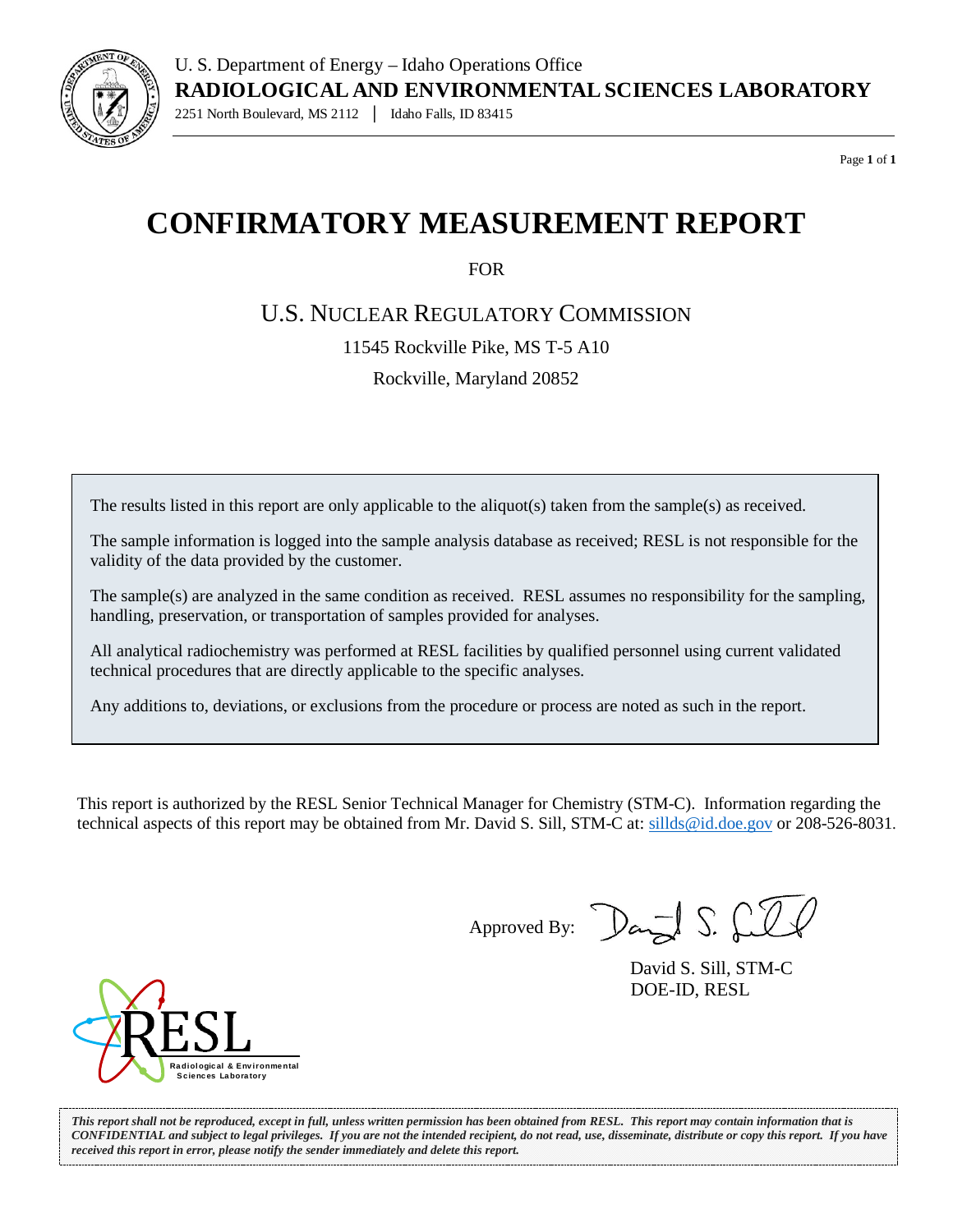U. S. Department of Energy – Idaho Operations Office

**RADIOLOGICAL AND ENVIRONMENTAL SCIENCES LABORATORY**

2251 North Boulevard, MS 2112 | Idaho Falls, ID 83415

# CONFIRMATORY MEASUREMENT REPORT

FOR

U.S. NUCLEAR REGULATORY COMMISSION

11545 Rockville Pike, MS T-5 A10

Rockville, Maryland 20852

The results listed in this report are only applicable to the aliquot(s) taken from the sample(s) as received.

The sample information is logged into the sample analysis database as received; RESL is not responsible for the validity of the data provided by the customer.

The sample(s) are analyzed in the same condition as received. RESL assumes no responsibility for the sampling, handling, preservation, or transportation of samples provided for analyses.

All analytical radiochemistry was performed at RESL facilities by qualified personnel using current validated technical procedures that are directly applicable to the specific analyses.

Any additions to, deviations, or exclusions from the procedure or process are noted as such in the report.

This report is authorized by the RESL Senior Technical Manager for Chemistry (STM-C). Information regarding the technical aspects of this report may be obtained from Mr. David S. Sill, STM-C at: sillds@id.doe.gov or 208-526-8031.

Approved By: David S. Sill

David S. Sill, STM-C
DOE-ID, RESL

RESL Radiological & Environmental Sciences Laboratory

*This report shall not be reproduced, except in full, unless written permission has been obtained from RESL. This report may contain information that is CONFIDENTIAL and subject to legal privileges. If you are not the intended recipient, do not read, use, disseminate, distribute or copy this report. If you have received this report in error, please notify the sender immediately and delete this report.*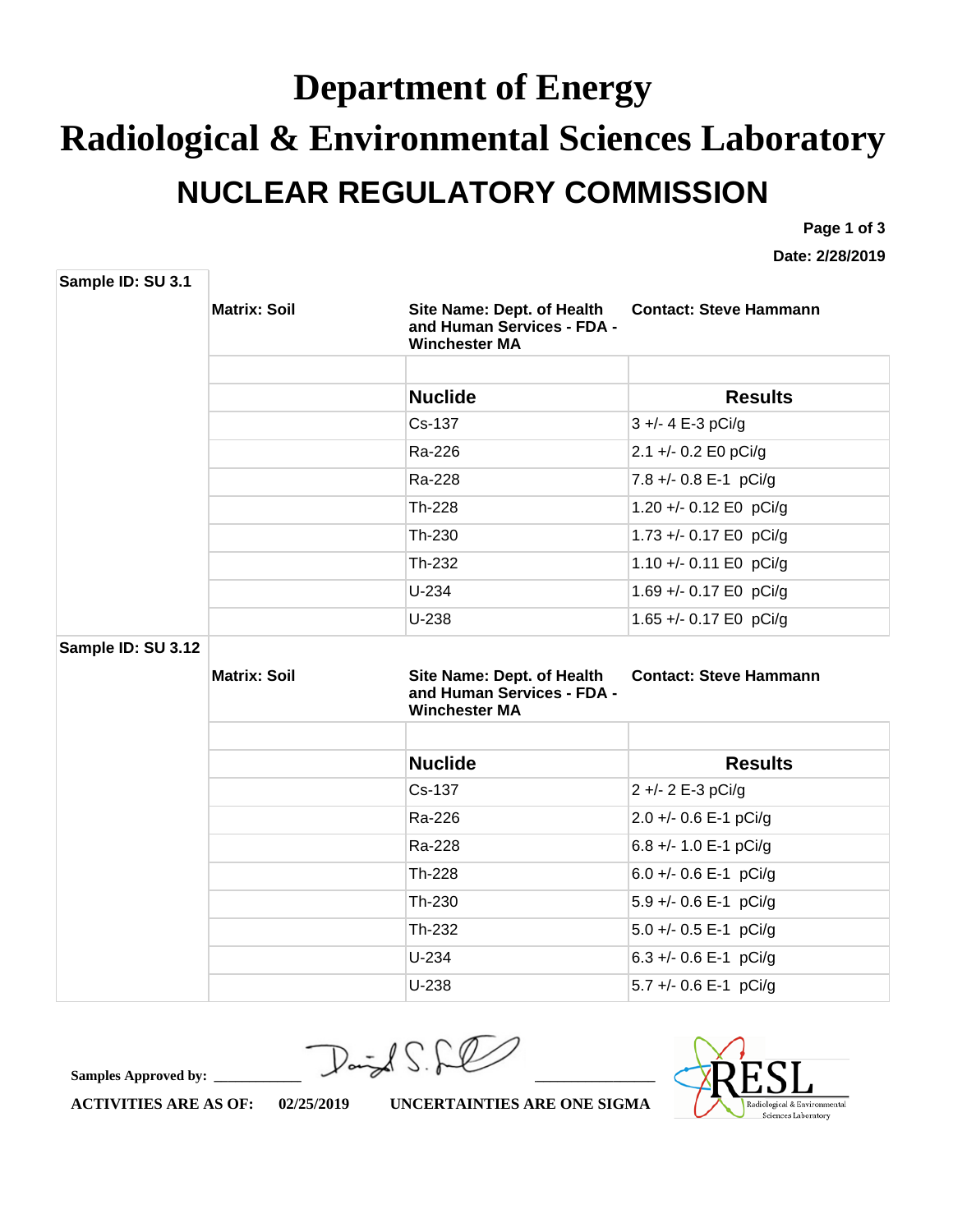# Department of Energy

# Radiological & Environmental Sciences Laboratory

## NUCLEAR REGULATORY COMMISSION

**Date: 2/28/2019**

**Sample ID: SU 3.1**

**Matrix: Soil** | **Site Name: Dept. of Health and Human Services - FDA - Winchester MA** | **Contact: Steve Hammann**

| Nuclide | Results |
|---|---|
| Cs-137 | 3 +/- 4 E-3 pCi/g |
| Ra-226 | 2.1 +/- 0.2 E0 pCi/g |
| Ra-228 | 7.8 +/- 0.8 E-1 pCi/g |
| Th-228 | 1.20 +/- 0.12 E0 pCi/g |
| Th-230 | 1.73 +/- 0.17 E0 pCi/g |
| Th-232 | 1.10 +/- 0.11 E0 pCi/g |
| U-234 | 1.69 +/- 0.17 E0 pCi/g |
| U-238 | 1.65 +/- 0.17 E0 pCi/g |

**Sample ID: SU 3.12**

**Matrix: Soil** | **Site Name: Dept. of Health and Human Services - FDA - Winchester MA** | **Contact: Steve Hammann**

| Nuclide | Results |
|---|---|
| Cs-137 | 2 +/- 2 E-3 pCi/g |
| Ra-226 | 2.0 +/- 0.6 E-1 pCi/g |
| Ra-228 | 6.8 +/- 1.0 E-1 pCi/g |
| Th-228 | 6.0 +/- 0.6 E-1 pCi/g |
| Th-230 | 5.9 +/- 0.6 E-1 pCi/g |
| Th-232 | 5.0 +/- 0.5 E-1 pCi/g |
| U-234 | 6.3 +/- 0.6 E-1 pCi/g |
| U-238 | 5.7 +/- 0.6 E-1 pCi/g |

**Samples Approved by:** ____________

**ACTIVITIES ARE AS OF:** 02/25/2019 **UNCERTAINTIES ARE ONE SIGMA**

RESL Radiological & Environmental Sciences Laboratory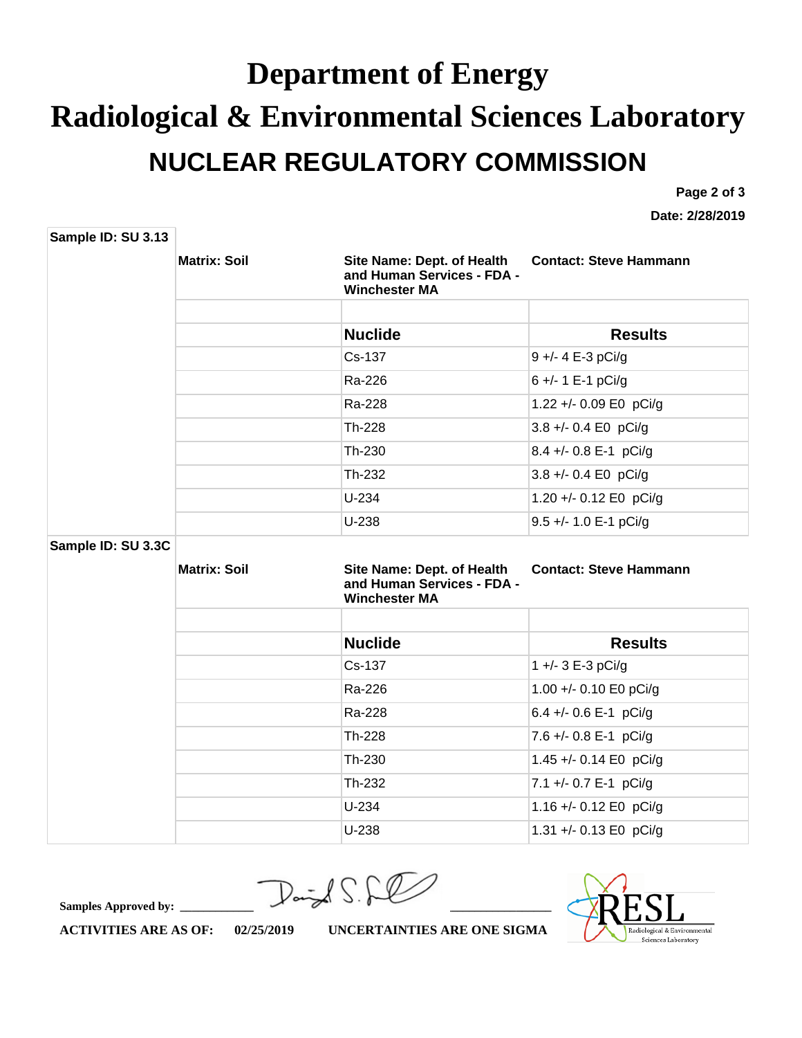# Department of Energy

# Radiological & Environmental Sciences Laboratory

## NUCLEAR REGULATORY COMMISSION

**Date: 2/28/2019**

**Sample ID: SU 3.13**

**Matrix: Soil** | **Site Name: Dept. of Health and Human Services - FDA - Winchester MA** | **Contact: Steve Hammann**

| Nuclide | Results |
|---|---|
| Cs-137 | 9 +/- 4 E-3 pCi/g |
| Ra-226 | 6 +/- 1 E-1 pCi/g |
| Ra-228 | 1.22 +/- 0.09 E0 pCi/g |
| Th-228 | 3.8 +/- 0.4 E0 pCi/g |
| Th-230 | 8.4 +/- 0.8 E-1 pCi/g |
| Th-232 | 3.8 +/- 0.4 E0 pCi/g |
| U-234 | 1.20 +/- 0.12 E0 pCi/g |
| U-238 | 9.5 +/- 1.0 E-1 pCi/g |

**Sample ID: SU 3.3C**

**Matrix: Soil** | **Site Name: Dept. of Health and Human Services - FDA - Winchester MA** | **Contact: Steve Hammann**

| Nuclide | Results |
|---|---|
| Cs-137 | 1 +/- 3 E-3 pCi/g |
| Ra-226 | 1.00 +/- 0.10 E0 pCi/g |
| Ra-228 | 6.4 +/- 0.6 E-1 pCi/g |
| Th-228 | 7.6 +/- 0.8 E-1 pCi/g |
| Th-230 | 1.45 +/- 0.14 E0 pCi/g |
| Th-232 | 7.1 +/- 0.7 E-1 pCi/g |
| U-234 | 1.16 +/- 0.12 E0 pCi/g |
| U-238 | 1.31 +/- 0.13 E0 pCi/g |

**Samples Approved by:** ___________ ______________

**ACTIVITIES ARE AS OF:** 02/25/2019 **UNCERTAINTIES ARE ONE SIGMA**

RESL Radiological & Environmental Sciences Laboratory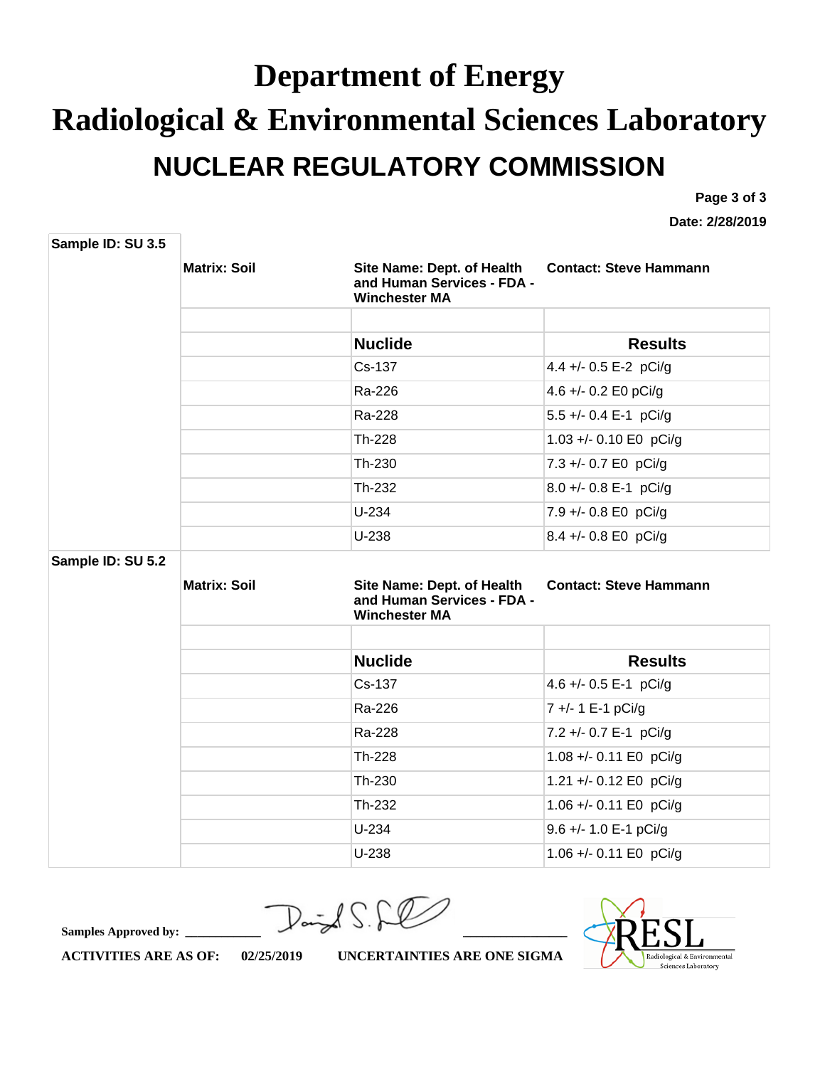# Department of Energy

# Radiological & Environmental Sciences Laboratory

## NUCLEAR REGULATORY COMMISSION

**Date: 2/28/2019**

**Sample ID: SU 3.5**

**Matrix: Soil** | **Site Name: Dept. of Health and Human Services - FDA - Winchester MA** | **Contact: Steve Hammann**

| Nuclide | Results |
|---|---|
| Cs-137 | 4.4 +/- 0.5 E-2 pCi/g |
| Ra-226 | 4.6 +/- 0.2 E0 pCi/g |
| Ra-228 | 5.5 +/- 0.4 E-1 pCi/g |
| Th-228 | 1.03 +/- 0.10 E0 pCi/g |
| Th-230 | 7.3 +/- 0.7 E0 pCi/g |
| Th-232 | 8.0 +/- 0.8 E-1 pCi/g |
| U-234 | 7.9 +/- 0.8 E0 pCi/g |
| U-238 | 8.4 +/- 0.8 E0 pCi/g |

**Sample ID: SU 5.2**

**Matrix: Soil** | **Site Name: Dept. of Health and Human Services - FDA - Winchester MA** | **Contact: Steve Hammann**

| Nuclide | Results |
|---|---|
| Cs-137 | 4.6 +/- 0.5 E-1 pCi/g |
| Ra-226 | 7 +/- 1 E-1 pCi/g |
| Ra-228 | 7.2 +/- 0.7 E-1 pCi/g |
| Th-228 | 1.08 +/- 0.11 E0 pCi/g |
| Th-230 | 1.21 +/- 0.12 E0 pCi/g |
| Th-232 | 1.06 +/- 0.11 E0 pCi/g |
| U-234 | 9.6 +/- 1.0 E-1 pCi/g |
| U-238 | 1.06 +/- 0.11 E0 pCi/g |

**Samples Approved by:** ___________ [signature] ______________

**ACTIVITIES ARE AS OF:** **02/25/2019** **UNCERTAINTIES ARE ONE SIGMA**

RESL Radiological & Environmental Sciences Laboratory